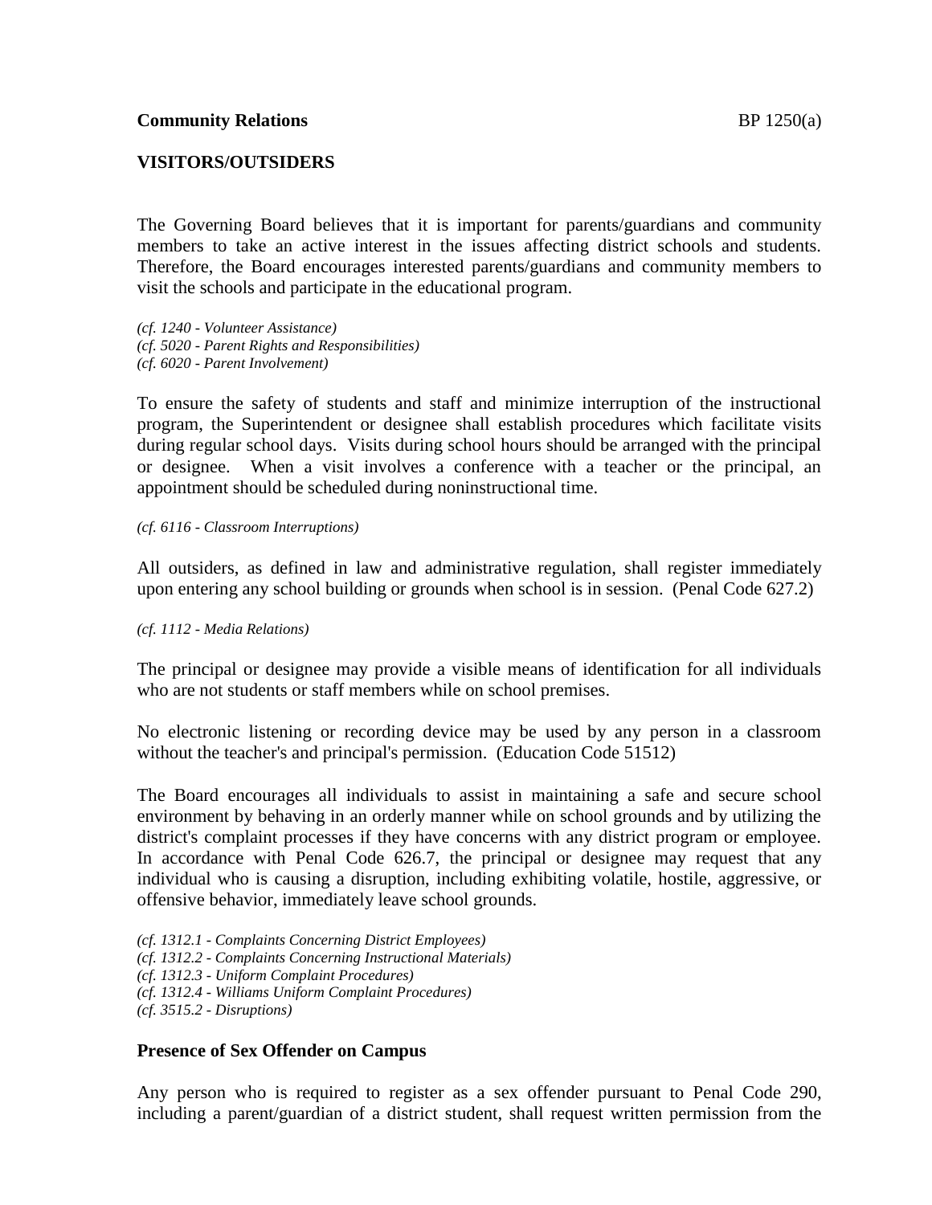**Community Relations**

## VISITORS/OUTSIDERS

The Governing Board believes that it is important for parents/guardians and community members to take an active interest in the issues affecting district schools and students. Therefore, the Board encourages interested parents/guardians and community members to visit the schools and participate in the educational program.

*(cf. 1240 - Volunteer Assistance)*
*(cf. 5020 - Parent Rights and Responsibilities)*
*(cf. 6020 - Parent Involvement)*

To ensure the safety of students and staff and minimize interruption of the instructional program, the Superintendent or designee shall establish procedures which facilitate visits during regular school days. Visits during school hours should be arranged with the principal or designee. When a visit involves a conference with a teacher or the principal, an appointment should be scheduled during noninstructional time.

*(cf. 6116 - Classroom Interruptions)*

All outsiders, as defined in law and administrative regulation, shall register immediately upon entering any school building or grounds when school is in session. (Penal Code 627.2)

*(cf. 1112 - Media Relations)*

The principal or designee may provide a visible means of identification for all individuals who are not students or staff members while on school premises.

No electronic listening or recording device may be used by any person in a classroom without the teacher's and principal's permission. (Education Code 51512)

The Board encourages all individuals to assist in maintaining a safe and secure school environment by behaving in an orderly manner while on school grounds and by utilizing the district's complaint processes if they have concerns with any district program or employee. In accordance with Penal Code 626.7, the principal or designee may request that any individual who is causing a disruption, including exhibiting volatile, hostile, aggressive, or offensive behavior, immediately leave school grounds.

*(cf. 1312.1 - Complaints Concerning District Employees)*
*(cf. 1312.2 - Complaints Concerning Instructional Materials)*
*(cf. 1312.3 - Uniform Complaint Procedures)*
*(cf. 1312.4 - Williams Uniform Complaint Procedures)*
*(cf. 3515.2 - Disruptions)*

### Presence of Sex Offender on Campus

Any person who is required to register as a sex offender pursuant to Penal Code 290, including a parent/guardian of a district student, shall request written permission from the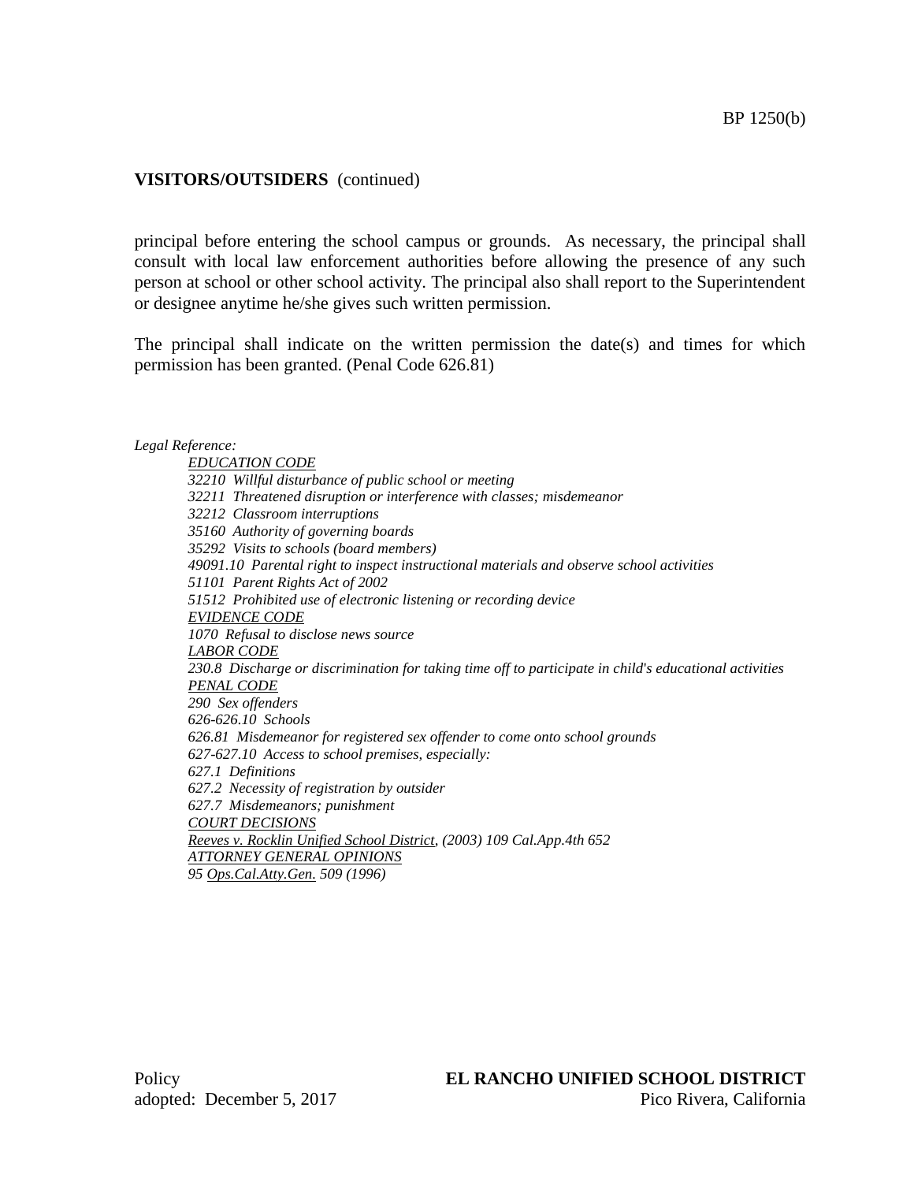principal before entering the school campus or grounds. As necessary, the principal shall consult with local law enforcement authorities before allowing the presence of any such person at school or other school activity. The principal also shall report to the Superintendent or designee anytime he/she gives such written permission.

The principal shall indicate on the written permission the date(s) and times for which permission has been granted. (Penal Code 626.81)

*Legal Reference:*

*EDUCATION CODE*
*32210 Willful disturbance of public school or meeting*
*32211 Threatened disruption or interference with classes; misdemeanor*
*32212 Classroom interruptions*
*35160 Authority of governing boards*
*35292 Visits to schools (board members)*
*49091.10 Parental right to inspect instructional materials and observe school activities*
*51101 Parent Rights Act of 2002*
*51512 Prohibited use of electronic listening or recording device*

*EVIDENCE CODE*
*1070 Refusal to disclose news source*

*LABOR CODE*
*230.8 Discharge or discrimination for taking time off to participate in child's educational activities*

*PENAL CODE*
*290 Sex offenders*
*626-626.10 Schools*
*626.81 Misdemeanor for registered sex offender to come onto school grounds*
*627-627.10 Access to school premises, especially:*
*627.1 Definitions*
*627.2 Necessity of registration by outsider*
*627.7 Misdemeanors; punishment*

*COURT DECISIONS*
*Reeves v. Rocklin Unified School District, (2003) 109 Cal.App.4th 652*

*ATTORNEY GENERAL OPINIONS*
*95 Ops.Cal.Atty.Gen. 509 (1996)*

Policy
adopted: December 5, 2017

**EL RANCHO UNIFIED SCHOOL DISTRICT**
Pico Rivera, California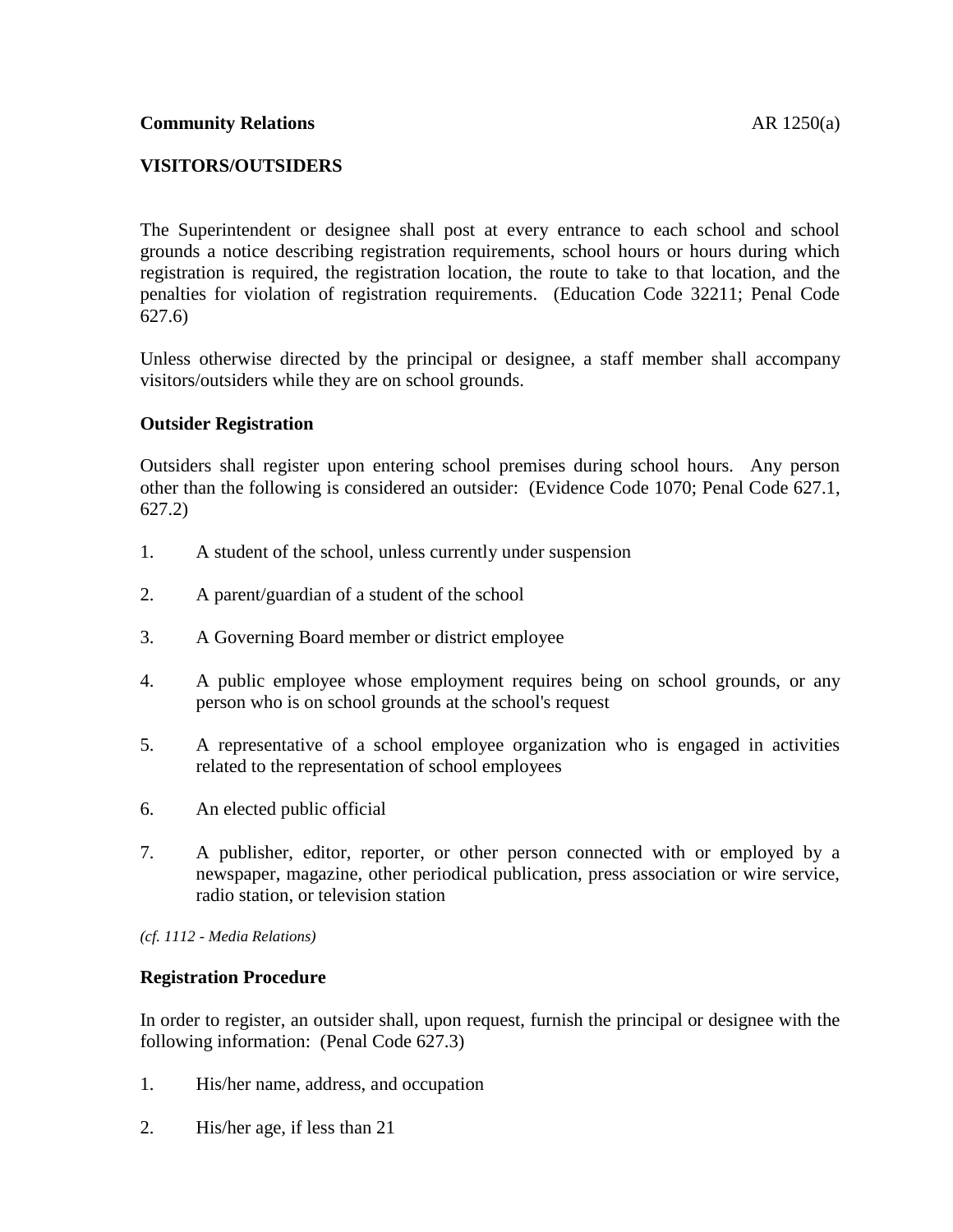**Community Relations** AR 1250(a)

**VISITORS/OUTSIDERS**

The Superintendent or designee shall post at every entrance to each school and school grounds a notice describing registration requirements, school hours or hours during which registration is required, the registration location, the route to take to that location, and the penalties for violation of registration requirements. (Education Code 32211; Penal Code 627.6)

Unless otherwise directed by the principal or designee, a staff member shall accompany visitors/outsiders while they are on school grounds.

**Outsider Registration**

Outsiders shall register upon entering school premises during school hours. Any person other than the following is considered an outsider: (Evidence Code 1070; Penal Code 627.1, 627.2)

1. A student of the school, unless currently under suspension

2. A parent/guardian of a student of the school

3. A Governing Board member or district employee

4. A public employee whose employment requires being on school grounds, or any person who is on school grounds at the school's request

5. A representative of a school employee organization who is engaged in activities related to the representation of school employees

6. An elected public official

7. A publisher, editor, reporter, or other person connected with or employed by a newspaper, magazine, other periodical publication, press association or wire service, radio station, or television station

*(cf. 1112 - Media Relations)*

**Registration Procedure**

In order to register, an outsider shall, upon request, furnish the principal or designee with the following information: (Penal Code 627.3)

1. His/her name, address, and occupation

2. His/her age, if less than 21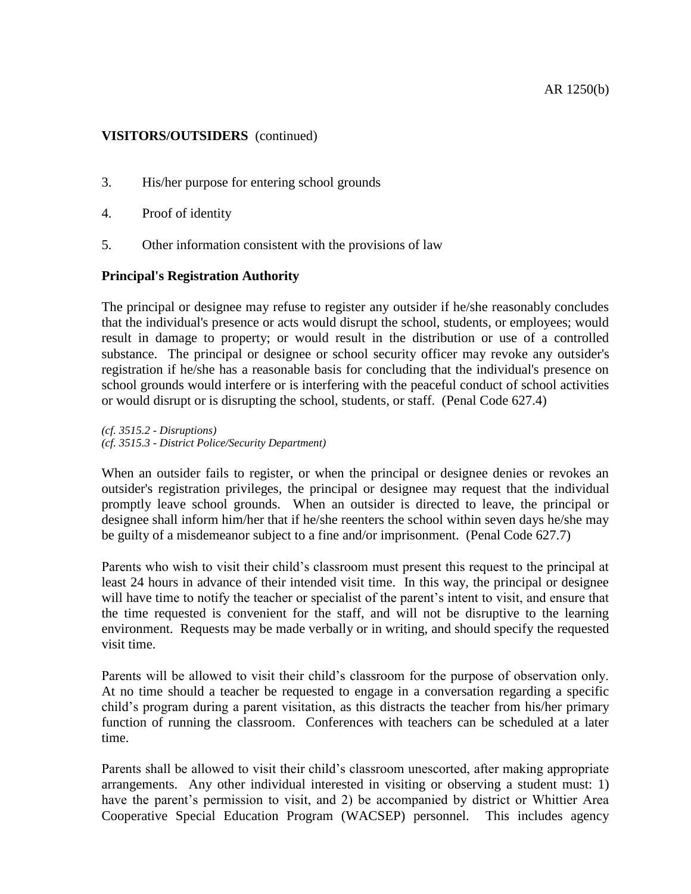**VISITORS/OUTSIDERS** (continued)

3. His/her purpose for entering school grounds

4. Proof of identity

5. Other information consistent with the provisions of law

**Principal's Registration Authority**

The principal or designee may refuse to register any outsider if he/she reasonably concludes that the individual's presence or acts would disrupt the school, students, or employees; would result in damage to property; or would result in the distribution or use of a controlled substance. The principal or designee or school security officer may revoke any outsider's registration if he/she has a reasonable basis for concluding that the individual's presence on school grounds would interfere or is interfering with the peaceful conduct of school activities or would disrupt or is disrupting the school, students, or staff. (Penal Code 627.4)

*(cf. 3515.2 - Disruptions)*
*(cf. 3515.3 - District Police/Security Department)*

When an outsider fails to register, or when the principal or designee denies or revokes an outsider's registration privileges, the principal or designee may request that the individual promptly leave school grounds. When an outsider is directed to leave, the principal or designee shall inform him/her that if he/she reenters the school within seven days he/she may be guilty of a misdemeanor subject to a fine and/or imprisonment. (Penal Code 627.7)

Parents who wish to visit their child's classroom must present this request to the principal at least 24 hours in advance of their intended visit time. In this way, the principal or designee will have time to notify the teacher or specialist of the parent's intent to visit, and ensure that the time requested is convenient for the staff, and will not be disruptive to the learning environment. Requests may be made verbally or in writing, and should specify the requested visit time.

Parents will be allowed to visit their child's classroom for the purpose of observation only. At no time should a teacher be requested to engage in a conversation regarding a specific child's program during a parent visitation, as this distracts the teacher from his/her primary function of running the classroom. Conferences with teachers can be scheduled at a later time.

Parents shall be allowed to visit their child's classroom unescorted, after making appropriate arrangements. Any other individual interested in visiting or observing a student must: 1) have the parent's permission to visit, and 2) be accompanied by district or Whittier Area Cooperative Special Education Program (WACSEP) personnel. This includes agency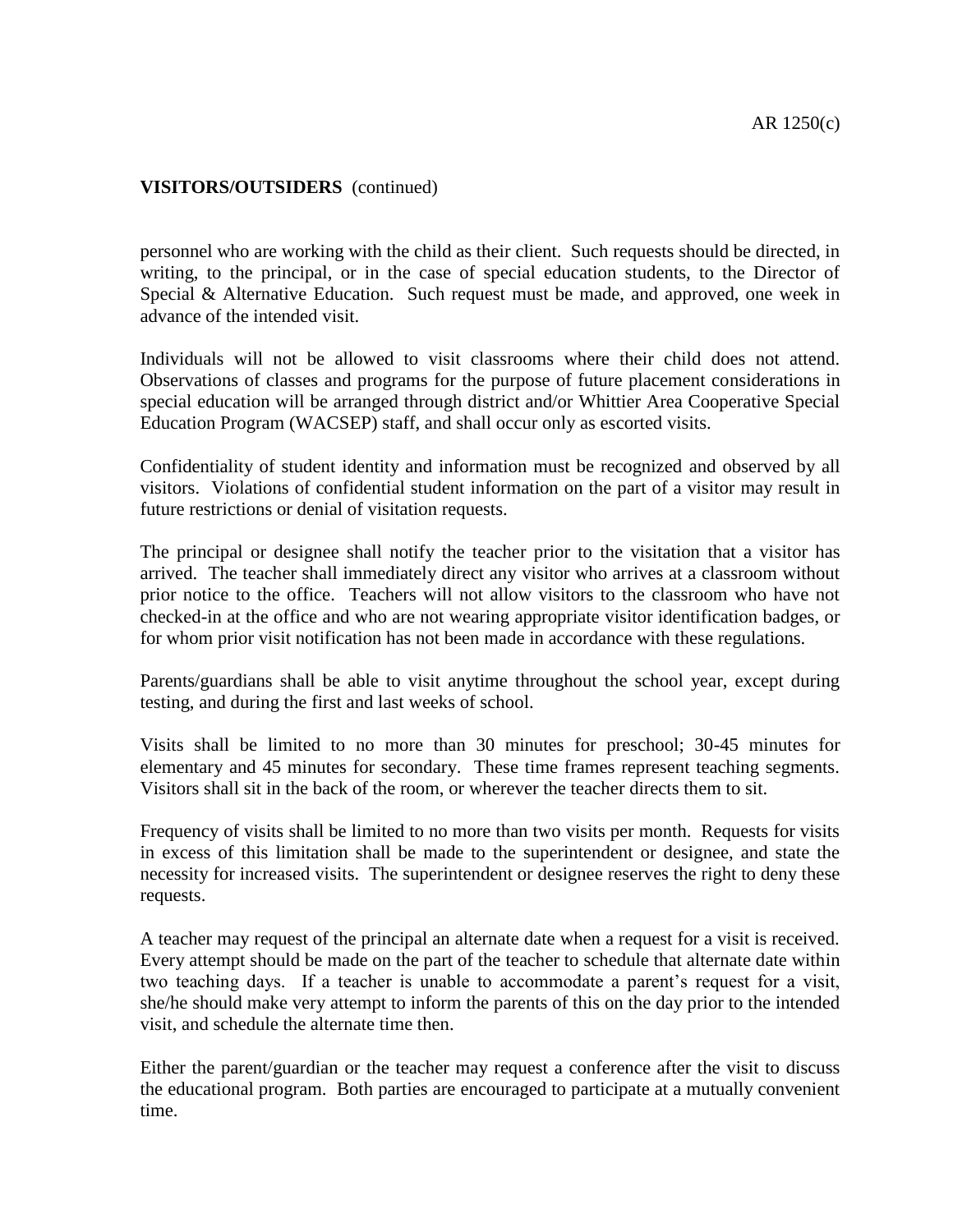AR 1250(c)

**VISITORS/OUTSIDERS** (continued)

personnel who are working with the child as their client. Such requests should be directed, in writing, to the principal, or in the case of special education students, to the Director of Special & Alternative Education. Such request must be made, and approved, one week in advance of the intended visit.

Individuals will not be allowed to visit classrooms where their child does not attend. Observations of classes and programs for the purpose of future placement considerations in special education will be arranged through district and/or Whittier Area Cooperative Special Education Program (WACSEP) staff, and shall occur only as escorted visits.

Confidentiality of student identity and information must be recognized and observed by all visitors. Violations of confidential student information on the part of a visitor may result in future restrictions or denial of visitation requests.

The principal or designee shall notify the teacher prior to the visitation that a visitor has arrived. The teacher shall immediately direct any visitor who arrives at a classroom without prior notice to the office. Teachers will not allow visitors to the classroom who have not checked-in at the office and who are not wearing appropriate visitor identification badges, or for whom prior visit notification has not been made in accordance with these regulations.

Parents/guardians shall be able to visit anytime throughout the school year, except during testing, and during the first and last weeks of school.

Visits shall be limited to no more than 30 minutes for preschool; 30-45 minutes for elementary and 45 minutes for secondary. These time frames represent teaching segments. Visitors shall sit in the back of the room, or wherever the teacher directs them to sit.

Frequency of visits shall be limited to no more than two visits per month. Requests for visits in excess of this limitation shall be made to the superintendent or designee, and state the necessity for increased visits. The superintendent or designee reserves the right to deny these requests.

A teacher may request of the principal an alternate date when a request for a visit is received. Every attempt should be made on the part of the teacher to schedule that alternate date within two teaching days. If a teacher is unable to accommodate a parent's request for a visit, she/he should make very attempt to inform the parents of this on the day prior to the intended visit, and schedule the alternate time then.

Either the parent/guardian or the teacher may request a conference after the visit to discuss the educational program. Both parties are encouraged to participate at a mutually convenient time.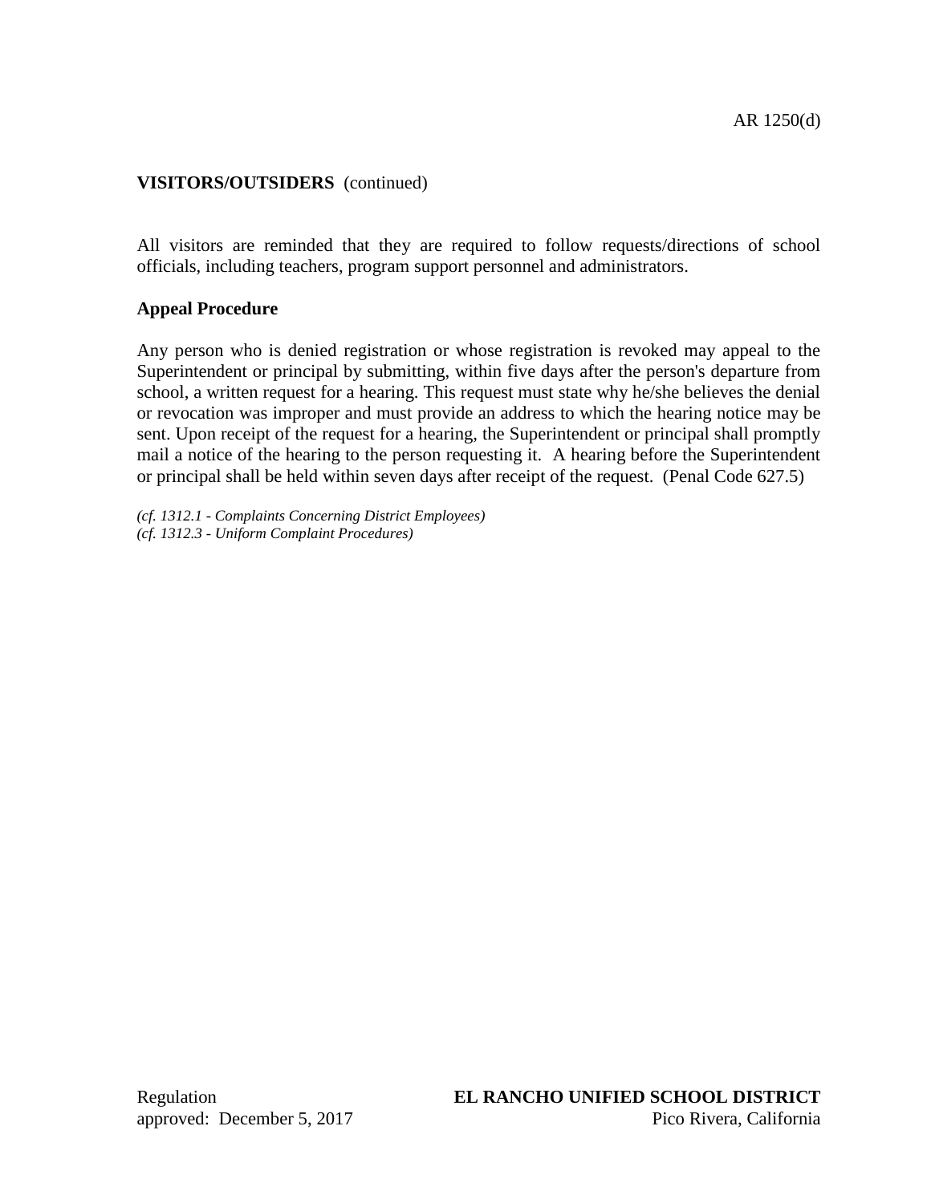VISITORS/OUTSIDERS (continued)

All visitors are reminded that they are required to follow requests/directions of school officials, including teachers, program support personnel and administrators.

## Appeal Procedure

Any person who is denied registration or whose registration is revoked may appeal to the Superintendent or principal by submitting, within five days after the person's departure from school, a written request for a hearing. This request must state why he/she believes the denial or revocation was improper and must provide an address to which the hearing notice may be sent. Upon receipt of the request for a hearing, the Superintendent or principal shall promptly mail a notice of the hearing to the person requesting it. A hearing before the Superintendent or principal shall be held within seven days after receipt of the request. (Penal Code 627.5)

*(cf. 1312.1 - Complaints Concerning District Employees)*
*(cf. 1312.3 - Uniform Complaint Procedures)*

Regulation
approved: December 5, 2017

**EL RANCHO UNIFIED SCHOOL DISTRICT**
Pico Rivera, California